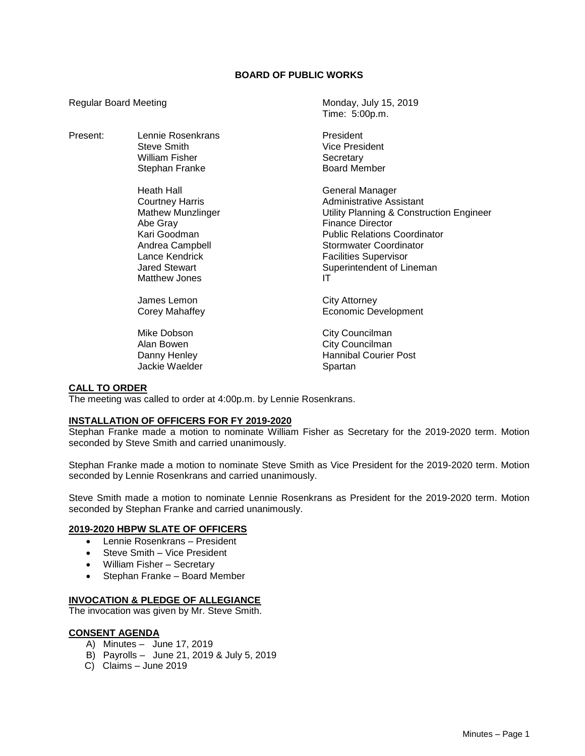**BOARD OF PUBLIC WORKS**

Regular Board Meeting — Monday, July 15, 2019
Time: 5:00p.m.

| Present: | | |
|---|---|---|
| | Lennie Rosenkrans | President |
| | Steve Smith | Vice President |
| | William Fisher | Secretary |
| | Stephan Franke | Board Member |
| | | |
| | Heath Hall | General Manager |
| | Courtney Harris | Administrative Assistant |
| | Mathew Munzlinger | Utility Planning & Construction Engineer |
| | Abe Gray | Finance Director |
| | Kari Goodman | Public Relations Coordinator |
| | Andrea Campbell | Stormwater Coordinator |
| | Lance Kendrick | Facilities Supervisor |
| | Jared Stewart | Superintendent of Lineman |
| | Matthew Jones | IT |
| | | |
| | James Lemon | City Attorney |
| | Corey Mahaffey | Economic Development |
| | | |
| | Mike Dobson | City Councilman |
| | Alan Bowen | City Councilman |
| | Danny Henley | Hannibal Courier Post |
| | Jackie Waelder | Spartan |

**CALL TO ORDER**

The meeting was called to order at 4:00p.m. by Lennie Rosenkrans.

**INSTALLATION OF OFFICERS FOR FY 2019-2020**

Stephan Franke made a motion to nominate William Fisher as Secretary for the 2019-2020 term. Motion seconded by Steve Smith and carried unanimously.

Stephan Franke made a motion to nominate Steve Smith as Vice President for the 2019-2020 term. Motion seconded by Lennie Rosenkrans and carried unanimously.

Steve Smith made a motion to nominate Lennie Rosenkrans as President for the 2019-2020 term. Motion seconded by Stephan Franke and carried unanimously.

**2019-2020 HBPW SLATE OF OFFICERS**

- Lennie Rosenkrans – President
- Steve Smith – Vice President
- William Fisher – Secretary
- Stephan Franke – Board Member

**INVOCATION & PLEDGE OF ALLEGIANCE**

The invocation was given by Mr. Steve Smith.

**CONSENT AGENDA**

A) Minutes – June 17, 2019
B) Payrolls – June 21, 2019 & July 5, 2019
C) Claims – June 2019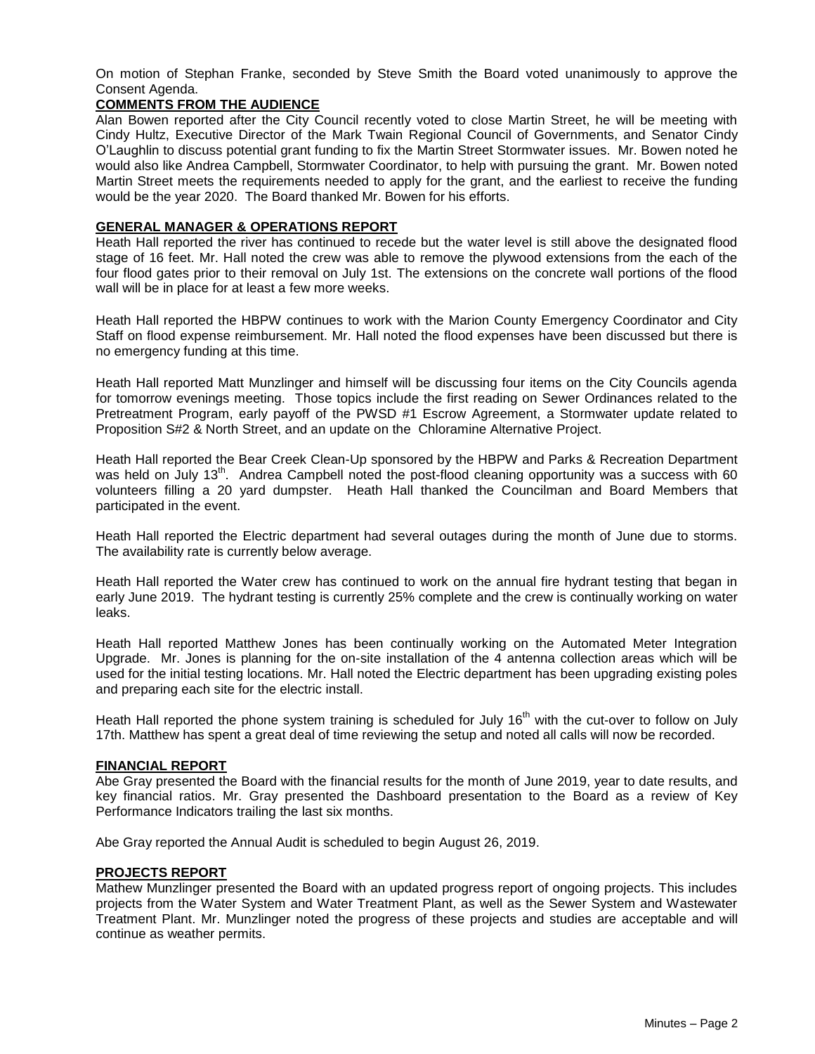On motion of Stephan Franke, seconded by Steve Smith the Board voted unanimously to approve the Consent Agenda.

**COMMENTS FROM THE AUDIENCE**

Alan Bowen reported after the City Council recently voted to close Martin Street, he will be meeting with Cindy Hultz, Executive Director of the Mark Twain Regional Council of Governments, and Senator Cindy O'Laughlin to discuss potential grant funding to fix the Martin Street Stormwater issues. Mr. Bowen noted he would also like Andrea Campbell, Stormwater Coordinator, to help with pursuing the grant. Mr. Bowen noted Martin Street meets the requirements needed to apply for the grant, and the earliest to receive the funding would be the year 2020. The Board thanked Mr. Bowen for his efforts.

**GENERAL MANAGER & OPERATIONS REPORT**

Heath Hall reported the river has continued to recede but the water level is still above the designated flood stage of 16 feet. Mr. Hall noted the crew was able to remove the plywood extensions from the each of the four flood gates prior to their removal on July 1st. The extensions on the concrete wall portions of the flood wall will be in place for at least a few more weeks.

Heath Hall reported the HBPW continues to work with the Marion County Emergency Coordinator and City Staff on flood expense reimbursement. Mr. Hall noted the flood expenses have been discussed but there is no emergency funding at this time.

Heath Hall reported Matt Munzlinger and himself will be discussing four items on the City Councils agenda for tomorrow evenings meeting. Those topics include the first reading on Sewer Ordinances related to the Pretreatment Program, early payoff of the PWSD #1 Escrow Agreement, a Stormwater update related to Proposition S#2 & North Street, and an update on the Chloramine Alternative Project.

Heath Hall reported the Bear Creek Clean-Up sponsored by the HBPW and Parks & Recreation Department was held on July 13th. Andrea Campbell noted the post-flood cleaning opportunity was a success with 60 volunteers filling a 20 yard dumpster. Heath Hall thanked the Councilman and Board Members that participated in the event.

Heath Hall reported the Electric department had several outages during the month of June due to storms. The availability rate is currently below average.

Heath Hall reported the Water crew has continued to work on the annual fire hydrant testing that began in early June 2019. The hydrant testing is currently 25% complete and the crew is continually working on water leaks.

Heath Hall reported Matthew Jones has been continually working on the Automated Meter Integration Upgrade. Mr. Jones is planning for the on-site installation of the 4 antenna collection areas which will be used for the initial testing locations. Mr. Hall noted the Electric department has been upgrading existing poles and preparing each site for the electric install.

Heath Hall reported the phone system training is scheduled for July 16th with the cut-over to follow on July 17th. Matthew has spent a great deal of time reviewing the setup and noted all calls will now be recorded.

**FINANCIAL REPORT**

Abe Gray presented the Board with the financial results for the month of June 2019, year to date results, and key financial ratios. Mr. Gray presented the Dashboard presentation to the Board as a review of Key Performance Indicators trailing the last six months.

Abe Gray reported the Annual Audit is scheduled to begin August 26, 2019.

**PROJECTS REPORT**

Mathew Munzlinger presented the Board with an updated progress report of ongoing projects. This includes projects from the Water System and Water Treatment Plant, as well as the Sewer System and Wastewater Treatment Plant. Mr. Munzlinger noted the progress of these projects and studies are acceptable and will continue as weather permits.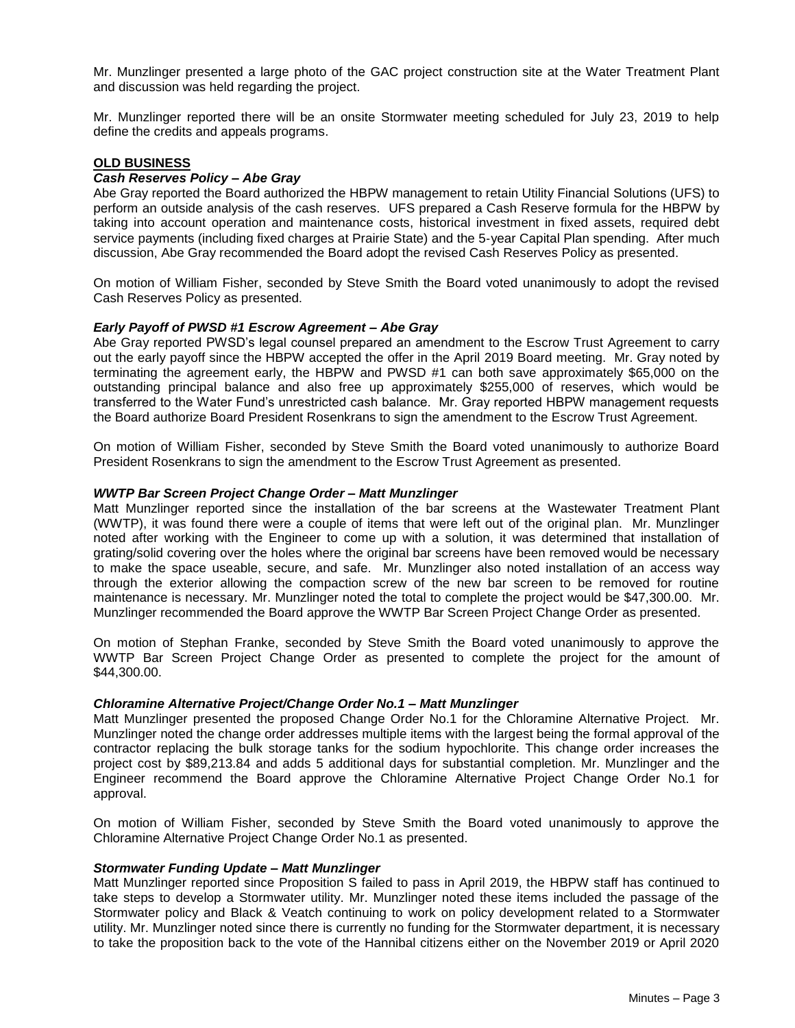Mr. Munzlinger presented a large photo of the GAC project construction site at the Water Treatment Plant and discussion was held regarding the project.

Mr. Munzlinger reported there will be an onsite Stormwater meeting scheduled for July 23, 2019 to help define the credits and appeals programs.

## OLD BUSINESS

### *Cash Reserves Policy – Abe Gray*

Abe Gray reported the Board authorized the HBPW management to retain Utility Financial Solutions (UFS) to perform an outside analysis of the cash reserves. UFS prepared a Cash Reserve formula for the HBPW by taking into account operation and maintenance costs, historical investment in fixed assets, required debt service payments (including fixed charges at Prairie State) and the 5-year Capital Plan spending. After much discussion, Abe Gray recommended the Board adopt the revised Cash Reserves Policy as presented.

On motion of William Fisher, seconded by Steve Smith the Board voted unanimously to adopt the revised Cash Reserves Policy as presented.

### *Early Payoff of PWSD #1 Escrow Agreement – Abe Gray*

Abe Gray reported PWSD's legal counsel prepared an amendment to the Escrow Trust Agreement to carry out the early payoff since the HBPW accepted the offer in the April 2019 Board meeting. Mr. Gray noted by terminating the agreement early, the HBPW and PWSD #1 can both save approximately $65,000 on the outstanding principal balance and also free up approximately $255,000 of reserves, which would be transferred to the Water Fund's unrestricted cash balance. Mr. Gray reported HBPW management requests the Board authorize Board President Rosenkrans to sign the amendment to the Escrow Trust Agreement.

On motion of William Fisher, seconded by Steve Smith the Board voted unanimously to authorize Board President Rosenkrans to sign the amendment to the Escrow Trust Agreement as presented.

### *WWTP Bar Screen Project Change Order – Matt Munzlinger*

Matt Munzlinger reported since the installation of the bar screens at the Wastewater Treatment Plant (WWTP), it was found there were a couple of items that were left out of the original plan. Mr. Munzlinger noted after working with the Engineer to come up with a solution, it was determined that installation of grating/solid covering over the holes where the original bar screens have been removed would be necessary to make the space useable, secure, and safe. Mr. Munzlinger also noted installation of an access way through the exterior allowing the compaction screw of the new bar screen to be removed for routine maintenance is necessary. Mr. Munzlinger noted the total to complete the project would be $47,300.00. Mr. Munzlinger recommended the Board approve the WWTP Bar Screen Project Change Order as presented.

On motion of Stephan Franke, seconded by Steve Smith the Board voted unanimously to approve the WWTP Bar Screen Project Change Order as presented to complete the project for the amount of $44,300.00.

### *Chloramine Alternative Project/Change Order No.1 – Matt Munzlinger*

Matt Munzlinger presented the proposed Change Order No.1 for the Chloramine Alternative Project. Mr. Munzlinger noted the change order addresses multiple items with the largest being the formal approval of the contractor replacing the bulk storage tanks for the sodium hypochlorite. This change order increases the project cost by $89,213.84 and adds 5 additional days for substantial completion. Mr. Munzlinger and the Engineer recommend the Board approve the Chloramine Alternative Project Change Order No.1 for approval.

On motion of William Fisher, seconded by Steve Smith the Board voted unanimously to approve the Chloramine Alternative Project Change Order No.1 as presented.

### *Stormwater Funding Update – Matt Munzlinger*

Matt Munzlinger reported since Proposition S failed to pass in April 2019, the HBPW staff has continued to take steps to develop a Stormwater utility. Mr. Munzlinger noted these items included the passage of the Stormwater policy and Black & Veatch continuing to work on policy development related to a Stormwater utility. Mr. Munzlinger noted since there is currently no funding for the Stormwater department, it is necessary to take the proposition back to the vote of the Hannibal citizens either on the November 2019 or April 2020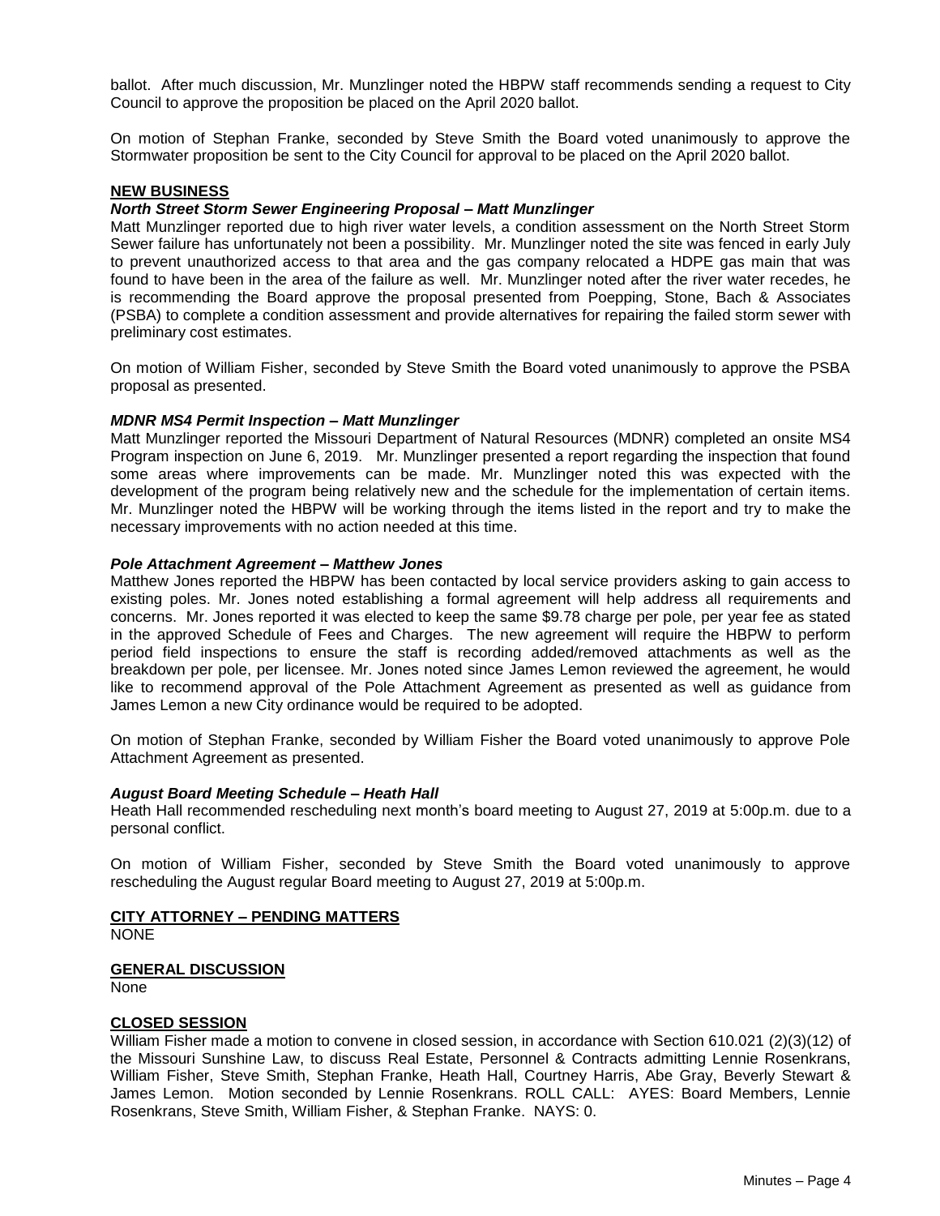ballot. After much discussion, Mr. Munzlinger noted the HBPW staff recommends sending a request to City Council to approve the proposition be placed on the April 2020 ballot.

On motion of Stephan Franke, seconded by Steve Smith the Board voted unanimously to approve the Stormwater proposition be sent to the City Council for approval to be placed on the April 2020 ballot.

## NEW BUSINESS

***North Street Storm Sewer Engineering Proposal – Matt Munzlinger***

Matt Munzlinger reported due to high river water levels, a condition assessment on the North Street Storm Sewer failure has unfortunately not been a possibility. Mr. Munzlinger noted the site was fenced in early July to prevent unauthorized access to that area and the gas company relocated a HDPE gas main that was found to have been in the area of the failure as well. Mr. Munzlinger noted after the river water recedes, he is recommending the Board approve the proposal presented from Poepping, Stone, Bach & Associates (PSBA) to complete a condition assessment and provide alternatives for repairing the failed storm sewer with preliminary cost estimates.

On motion of William Fisher, seconded by Steve Smith the Board voted unanimously to approve the PSBA proposal as presented.

***MDNR MS4 Permit Inspection – Matt Munzlinger***

Matt Munzlinger reported the Missouri Department of Natural Resources (MDNR) completed an onsite MS4 Program inspection on June 6, 2019. Mr. Munzlinger presented a report regarding the inspection that found some areas where improvements can be made. Mr. Munzlinger noted this was expected with the development of the program being relatively new and the schedule for the implementation of certain items. Mr. Munzlinger noted the HBPW will be working through the items listed in the report and try to make the necessary improvements with no action needed at this time.

***Pole Attachment Agreement – Matthew Jones***

Matthew Jones reported the HBPW has been contacted by local service providers asking to gain access to existing poles. Mr. Jones noted establishing a formal agreement will help address all requirements and concerns. Mr. Jones reported it was elected to keep the same $9.78 charge per pole, per year fee as stated in the approved Schedule of Fees and Charges. The new agreement will require the HBPW to perform period field inspections to ensure the staff is recording added/removed attachments as well as the breakdown per pole, per licensee. Mr. Jones noted since James Lemon reviewed the agreement, he would like to recommend approval of the Pole Attachment Agreement as presented as well as guidance from James Lemon a new City ordinance would be required to be adopted.

On motion of Stephan Franke, seconded by William Fisher the Board voted unanimously to approve Pole Attachment Agreement as presented.

***August Board Meeting Schedule – Heath Hall***

Heath Hall recommended rescheduling next month's board meeting to August 27, 2019 at 5:00p.m. due to a personal conflict.

On motion of William Fisher, seconded by Steve Smith the Board voted unanimously to approve rescheduling the August regular Board meeting to August 27, 2019 at 5:00p.m.

## CITY ATTORNEY – PENDING MATTERS

NONE

## GENERAL DISCUSSION

None

## CLOSED SESSION

William Fisher made a motion to convene in closed session, in accordance with Section 610.021 (2)(3)(12) of the Missouri Sunshine Law, to discuss Real Estate, Personnel & Contracts admitting Lennie Rosenkrans, William Fisher, Steve Smith, Stephan Franke, Heath Hall, Courtney Harris, Abe Gray, Beverly Stewart & James Lemon. Motion seconded by Lennie Rosenkrans. ROLL CALL: AYES: Board Members, Lennie Rosenkrans, Steve Smith, William Fisher, & Stephan Franke. NAYS: 0.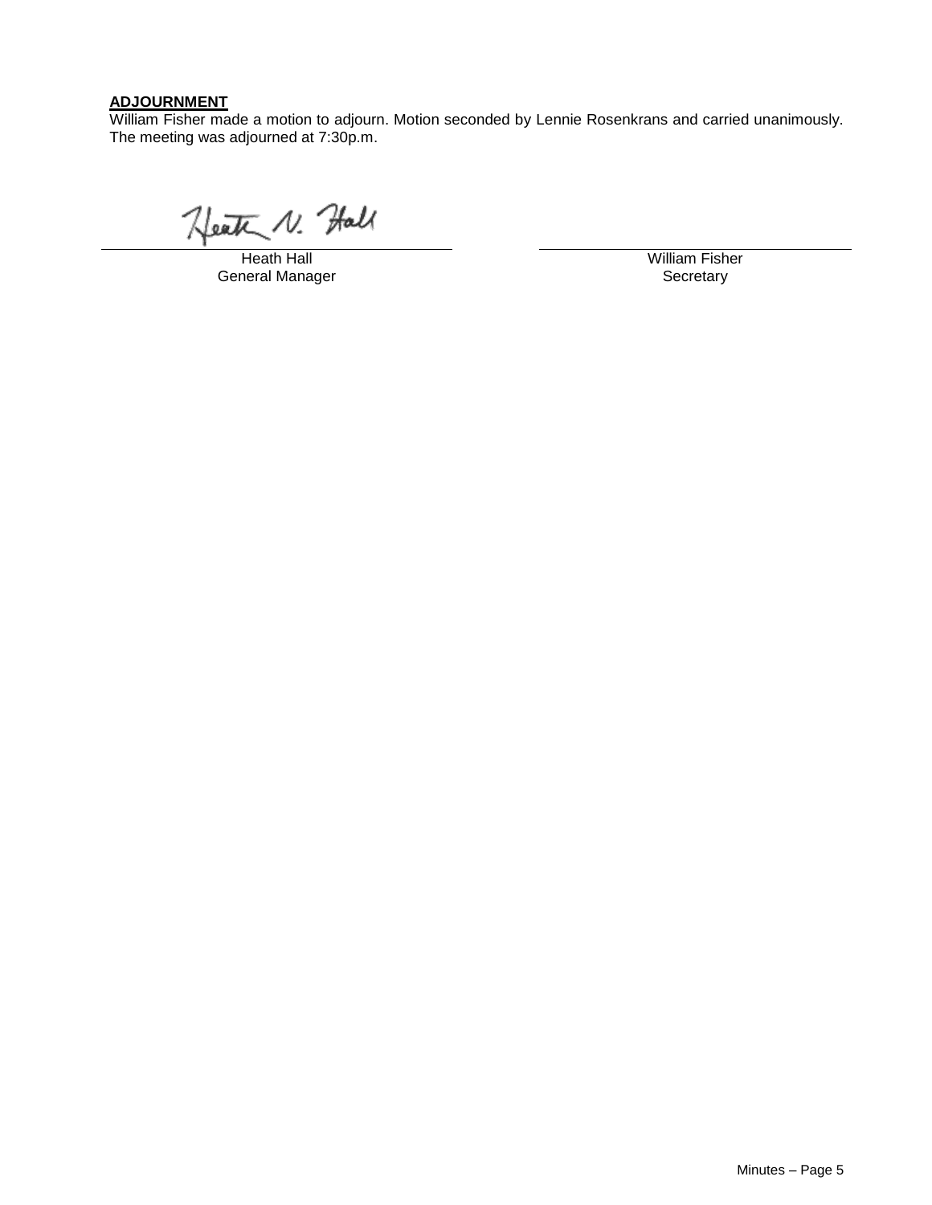**ADJOURNMENT**

William Fisher made a motion to adjourn. Motion seconded by Lennie Rosenkrans and carried unanimously. The meeting was adjourned at 7:30p.m.

Heath N. Hall

| | |
|---|---|
| Heath Hall | William Fisher |
| General Manager | Secretary |